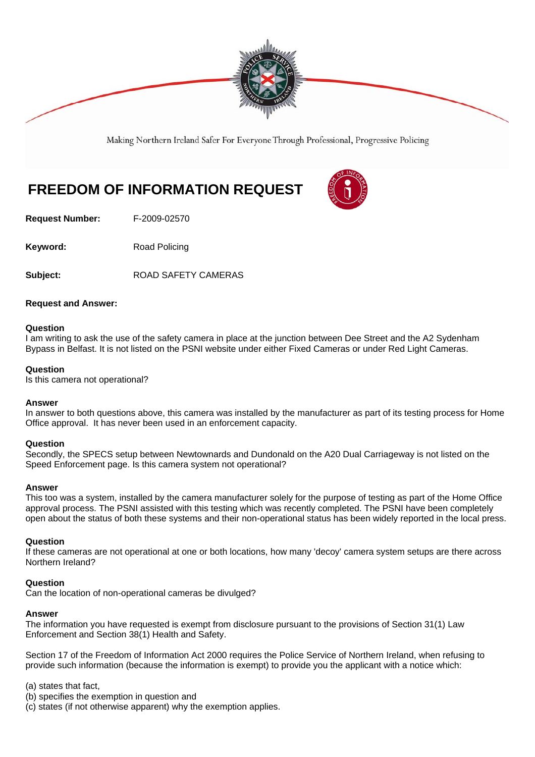Making Northern Ireland Safer For Everyone Through Professional, Progressive Policing

# FREEDOM OF INFORMATION REQUEST

**Request Number:** F-2009-02570

**Keyword:** Road Policing

**Subject:** ROAD SAFETY CAMERAS

**Request and Answer:**

**Question**
I am writing to ask the use of the safety camera in place at the junction between Dee Street and the A2 Sydenham Bypass in Belfast. It is not listed on the PSNI website under either Fixed Cameras or under Red Light Cameras.

**Question**
Is this camera not operational?

**Answer**
In answer to both questions above, this camera was installed by the manufacturer as part of its testing process for Home Office approval. It has never been used in an enforcement capacity.

**Question**
Secondly, the SPECS setup between Newtownards and Dundonald on the A20 Dual Carriageway is not listed on the Speed Enforcement page. Is this camera system not operational?

**Answer**
This too was a system, installed by the camera manufacturer solely for the purpose of testing as part of the Home Office approval process. The PSNI assisted with this testing which was recently completed. The PSNI have been completely open about the status of both these systems and their non-operational status has been widely reported in the local press.

**Question**
If these cameras are not operational at one or both locations, how many 'decoy' camera system setups are there across Northern Ireland?

**Question**
Can the location of non-operational cameras be divulged?

**Answer**
The information you have requested is exempt from disclosure pursuant to the provisions of Section 31(1) Law Enforcement and Section 38(1) Health and Safety.

Section 17 of the Freedom of Information Act 2000 requires the Police Service of Northern Ireland, when refusing to provide such information (because the information is exempt) to provide you the applicant with a notice which:

(a) states that fact,
(b) specifies the exemption in question and
(c) states (if not otherwise apparent) why the exemption applies.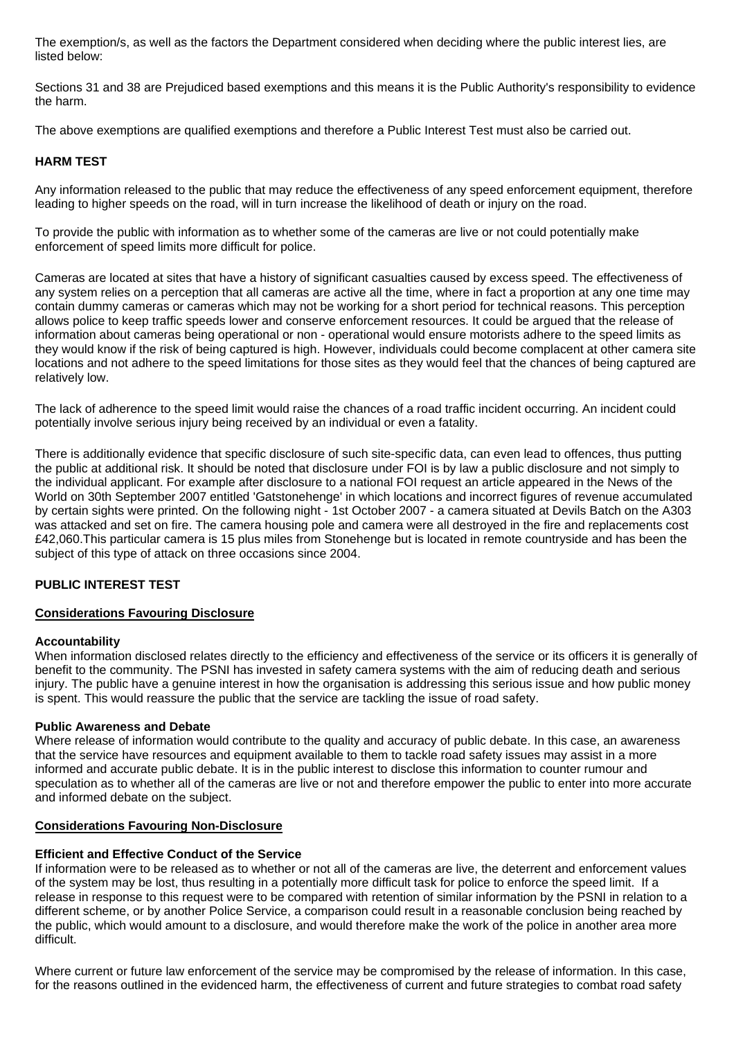The exemption/s, as well as the factors the Department considered when deciding where the public interest lies, are listed below:

Sections 31 and 38 are Prejudiced based exemptions and this means it is the Public Authority's responsibility to evidence the harm.

The above exemptions are qualified exemptions and therefore a Public Interest Test must also be carried out.

**HARM TEST**

Any information released to the public that may reduce the effectiveness of any speed enforcement equipment, therefore leading to higher speeds on the road, will in turn increase the likelihood of death or injury on the road.

To provide the public with information as to whether some of the cameras are live or not could potentially make enforcement of speed limits more difficult for police.

Cameras are located at sites that have a history of significant casualties caused by excess speed. The effectiveness of any system relies on a perception that all cameras are active all the time, where in fact a proportion at any one time may contain dummy cameras or cameras which may not be working for a short period for technical reasons. This perception allows police to keep traffic speeds lower and conserve enforcement resources. It could be argued that the release of information about cameras being operational or non - operational would ensure motorists adhere to the speed limits as they would know if the risk of being captured is high. However, individuals could become complacent at other camera site locations and not adhere to the speed limitations for those sites as they would feel that the chances of being captured are relatively low.

The lack of adherence to the speed limit would raise the chances of a road traffic incident occurring. An incident could potentially involve serious injury being received by an individual or even a fatality.

There is additionally evidence that specific disclosure of such site-specific data, can even lead to offences, thus putting the public at additional risk. It should be noted that disclosure under FOI is by law a public disclosure and not simply to the individual applicant. For example after disclosure to a national FOI request an article appeared in the News of the World on 30th September 2007 entitled 'Gatstonehenge' in which locations and incorrect figures of revenue accumulated by certain sights were printed. On the following night - 1st October 2007 - a camera situated at Devils Batch on the A303 was attacked and set on fire. The camera housing pole and camera were all destroyed in the fire and replacements cost £42,060.This particular camera is 15 plus miles from Stonehenge but is located in remote countryside and has been the subject of this type of attack on three occasions since 2004.

**PUBLIC INTEREST TEST**

**Considerations Favouring Disclosure**

**Accountability**
When information disclosed relates directly to the efficiency and effectiveness of the service or its officers it is generally of benefit to the community. The PSNI has invested in safety camera systems with the aim of reducing death and serious injury. The public have a genuine interest in how the organisation is addressing this serious issue and how public money is spent. This would reassure the public that the service are tackling the issue of road safety.

**Public Awareness and Debate**
Where release of information would contribute to the quality and accuracy of public debate. In this case, an awareness that the service have resources and equipment available to them to tackle road safety issues may assist in a more informed and accurate public debate. It is in the public interest to disclose this information to counter rumour and speculation as to whether all of the cameras are live or not and therefore empower the public to enter into more accurate and informed debate on the subject.

**Considerations Favouring Non-Disclosure**

**Efficient and Effective Conduct of the Service**
If information were to be released as to whether or not all of the cameras are live, the deterrent and enforcement values of the system may be lost, thus resulting in a potentially more difficult task for police to enforce the speed limit. If a release in response to this request were to be compared with retention of similar information by the PSNI in relation to a different scheme, or by another Police Service, a comparison could result in a reasonable conclusion being reached by the public, which would amount to a disclosure, and would therefore make the work of the police in another area more difficult.

Where current or future law enforcement of the service may be compromised by the release of information. In this case, for the reasons outlined in the evidenced harm, the effectiveness of current and future strategies to combat road safety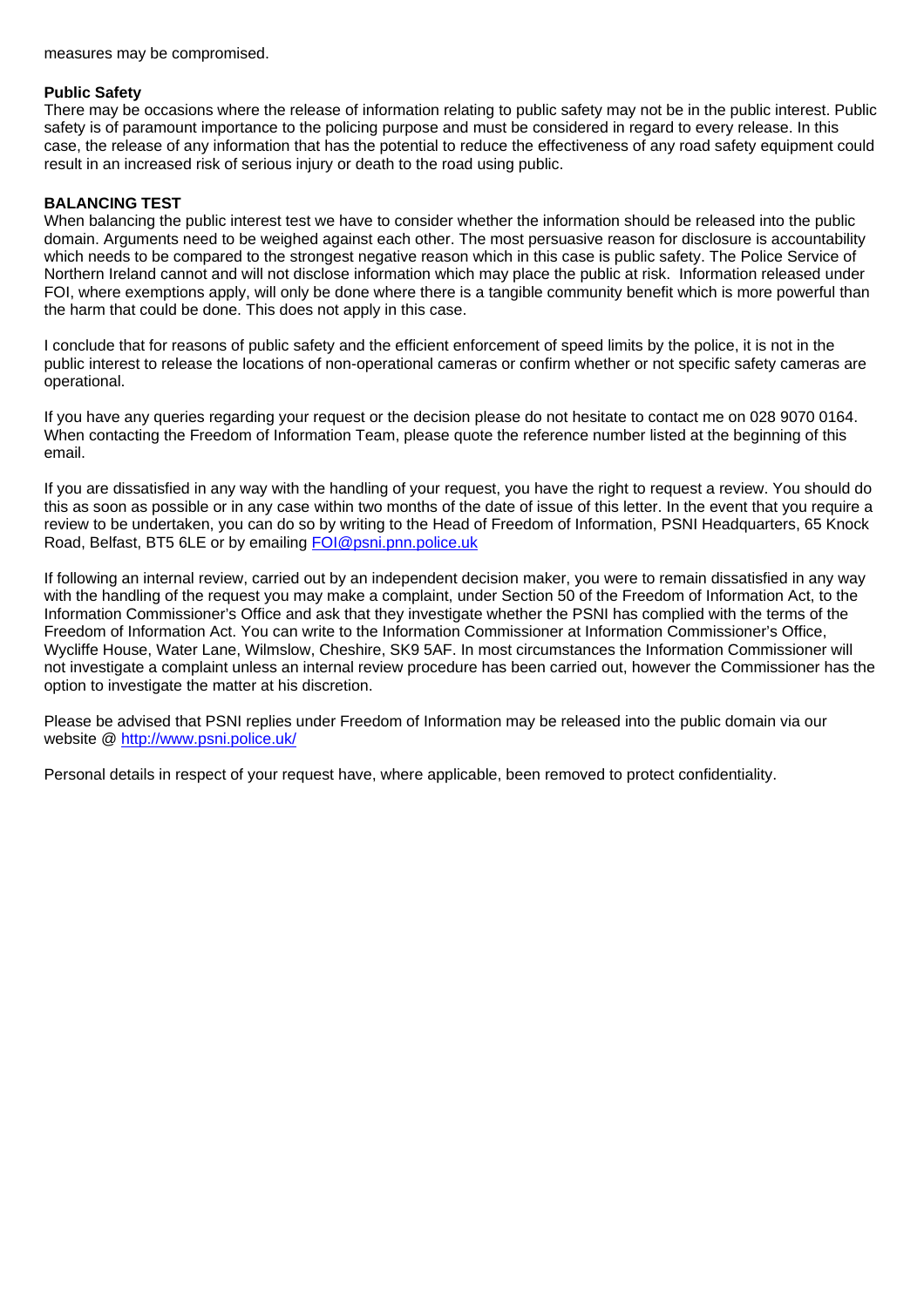measures may be compromised.

**Public Safety**
There may be occasions where the release of information relating to public safety may not be in the public interest. Public safety is of paramount importance to the policing purpose and must be considered in regard to every release. In this case, the release of any information that has the potential to reduce the effectiveness of any road safety equipment could result in an increased risk of serious injury or death to the road using public.

**BALANCING TEST**
When balancing the public interest test we have to consider whether the information should be released into the public domain. Arguments need to be weighed against each other. The most persuasive reason for disclosure is accountability which needs to be compared to the strongest negative reason which in this case is public safety. The Police Service of Northern Ireland cannot and will not disclose information which may place the public at risk. Information released under FOI, where exemptions apply, will only be done where there is a tangible community benefit which is more powerful than the harm that could be done. This does not apply in this case.

I conclude that for reasons of public safety and the efficient enforcement of speed limits by the police, it is not in the public interest to release the locations of non-operational cameras or confirm whether or not specific safety cameras are operational.

If you have any queries regarding your request or the decision please do not hesitate to contact me on 028 9070 0164. When contacting the Freedom of Information Team, please quote the reference number listed at the beginning of this email.

If you are dissatisfied in any way with the handling of your request, you have the right to request a review. You should do this as soon as possible or in any case within two months of the date of issue of this letter. In the event that you require a review to be undertaken, you can do so by writing to the Head of Freedom of Information, PSNI Headquarters, 65 Knock Road, Belfast, BT5 6LE or by emailing [FOI@psni.pnn.police.uk](mailto:FOI@psni.pnn.police.uk)

If following an internal review, carried out by an independent decision maker, you were to remain dissatisfied in any way with the handling of the request you may make a complaint, under Section 50 of the Freedom of Information Act, to the Information Commissioner's Office and ask that they investigate whether the PSNI has complied with the terms of the Freedom of Information Act. You can write to the Information Commissioner at Information Commissioner's Office, Wycliffe House, Water Lane, Wilmslow, Cheshire, SK9 5AF. In most circumstances the Information Commissioner will not investigate a complaint unless an internal review procedure has been carried out, however the Commissioner has the option to investigate the matter at his discretion.

Please be advised that PSNI replies under Freedom of Information may be released into the public domain via our website @ [http://www.psni.police.uk/](http://www.psni.police.uk/)

Personal details in respect of your request have, where applicable, been removed to protect confidentiality.